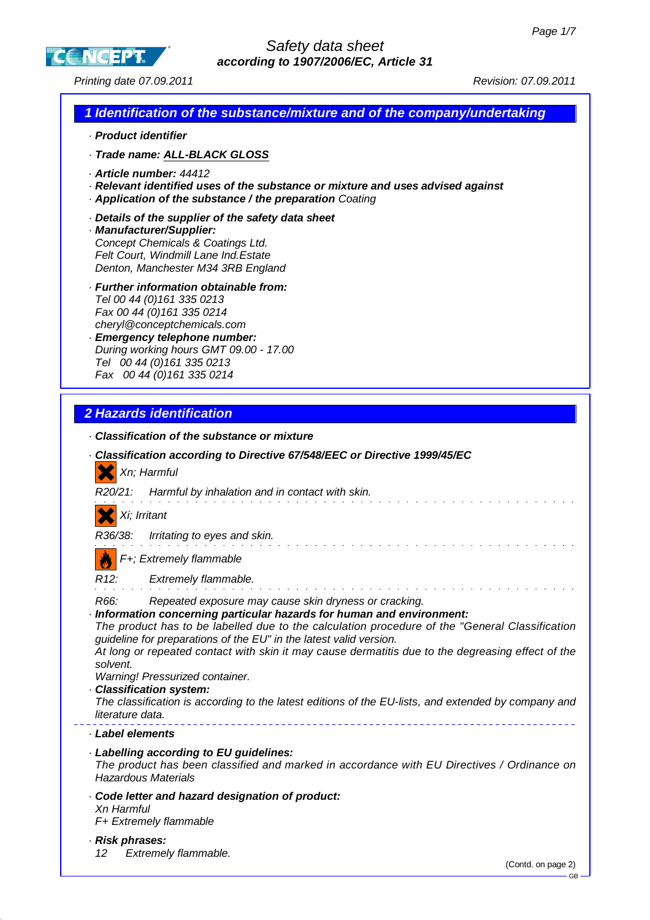# Safety data sheet
**according to 1907/2006/EC, Article 31**

Printing date 07.09.2011 Revision: 07.09.2011

## 1 Identification of the substance/mixture and of the company/undertaking

· **Product identifier**

· **Trade name: ALL-BLACK GLOSS**

· **Article number:** 44412
· **Relevant identified uses of the substance or mixture and uses advised against**
· **Application of the substance / the preparation** Coating

· **Details of the supplier of the safety data sheet**
· **Manufacturer/Supplier:**
Concept Chemicals & Coatings Ltd.
Felt Court, Windmill Lane Ind.Estate
Denton, Manchester M34 3RB England

· **Further information obtainable from:**
Tel 00 44 (0)161 335 0213
Fax 00 44 (0)161 335 0214
cheryl@conceptchemicals.com
· **Emergency telephone number:**
During working hours GMT 09.00 - 17.00
Tel 00 44 (0)161 335 0213
Fax 00 44 (0)161 335 0214

## 2 Hazards identification

· **Classification of the substance or mixture**

· **Classification according to Directive 67/548/EEC or Directive 1999/45/EC**

Xn; Harmful

R20/21: Harmful by inhalation and in contact with skin.

Xi; Irritant

R36/38: Irritating to eyes and skin.

F+; Extremely flammable

R12: Extremely flammable.

R66: Repeated exposure may cause skin dryness or cracking.

· **Information concerning particular hazards for human and environment:**
The product has to be labelled due to the calculation procedure of the "General Classification guideline for preparations of the EU" in the latest valid version.
At long or repeated contact with skin it may cause dermatitis due to the degreasing effect of the solvent.
Warning! Pressurized container.
· **Classification system:**
The classification is according to the latest editions of the EU-lists, and extended by company and literature data.

· **Label elements**

· **Labelling according to EU guidelines:**
The product has been classified and marked in accordance with EU Directives / Ordinance on Hazardous Materials

· **Code letter and hazard designation of product:**
Xn Harmful
F+ Extremely flammable

· **Risk phrases:**
12 Extremely flammable.

(Contd. on page 2)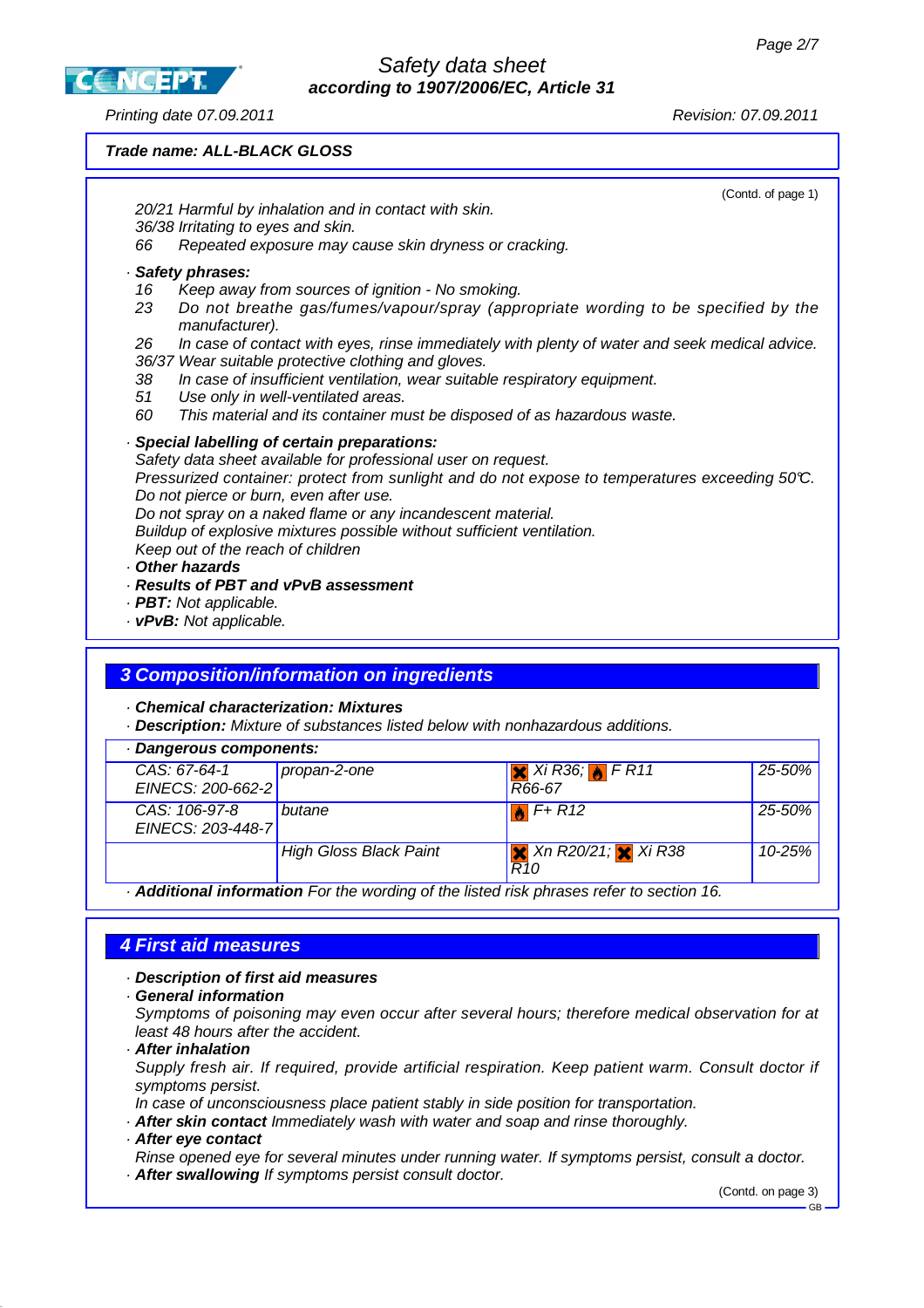**Trade name: ALL-BLACK GLOSS**

(Contd. of page 1)

20/21 Harmful by inhalation and in contact with skin.
36/38 Irritating to eyes and skin.
66 Repeated exposure may cause skin dryness or cracking.

· **Safety phrases:**
16 Keep away from sources of ignition - No smoking.
23 Do not breathe gas/fumes/vapour/spray (appropriate wording to be specified by the manufacturer).
26 In case of contact with eyes, rinse immediately with plenty of water and seek medical advice.
36/37 Wear suitable protective clothing and gloves.
38 In case of insufficient ventilation, wear suitable respiratory equipment.
51 Use only in well-ventilated areas.
60 This material and its container must be disposed of as hazardous waste.

· **Special labelling of certain preparations:**
Safety data sheet available for professional user on request.
Pressurized container: protect from sunlight and do not expose to temperatures exceeding 50°C. Do not pierce or burn, even after use.
Do not spray on a naked flame or any incandescent material.
Buildup of explosive mixtures possible without sufficient ventilation.
Keep out of the reach of children
· **Other hazards**
· **Results of PBT and vPvB assessment**
· **PBT:** Not applicable.
· **vPvB:** Not applicable.

## 3 Composition/information on ingredients

· **Chemical characterization: Mixtures**
· **Description:** Mixture of substances listed below with nonhazardous additions.

· **Dangerous components:**

| | | | |
|---|---|---|---|
| CAS: 67-64-1<br>EINECS: 200-662-2 | propan-2-one | Xi R36; F R11<br>R66-67 | 25-50% |
| CAS: 106-97-8<br>EINECS: 203-448-7 | butane | F+ R12 | 25-50% |
| | High Gloss Black Paint | Xn R20/21; Xi R38<br>R10 | 10-25% |

· **Additional information** For the wording of the listed risk phrases refer to section 16.

## 4 First aid measures

· **Description of first aid measures**
· **General information**
Symptoms of poisoning may even occur after several hours; therefore medical observation for at least 48 hours after the accident.
· **After inhalation**
Supply fresh air. If required, provide artificial respiration. Keep patient warm. Consult doctor if symptoms persist.
In case of unconsciousness place patient stably in side position for transportation.
· **After skin contact** Immediately wash with water and soap and rinse thoroughly.
· **After eye contact**
Rinse opened eye for several minutes under running water. If symptoms persist, consult a doctor.
· **After swallowing** If symptoms persist consult doctor.

(Contd. on page 3)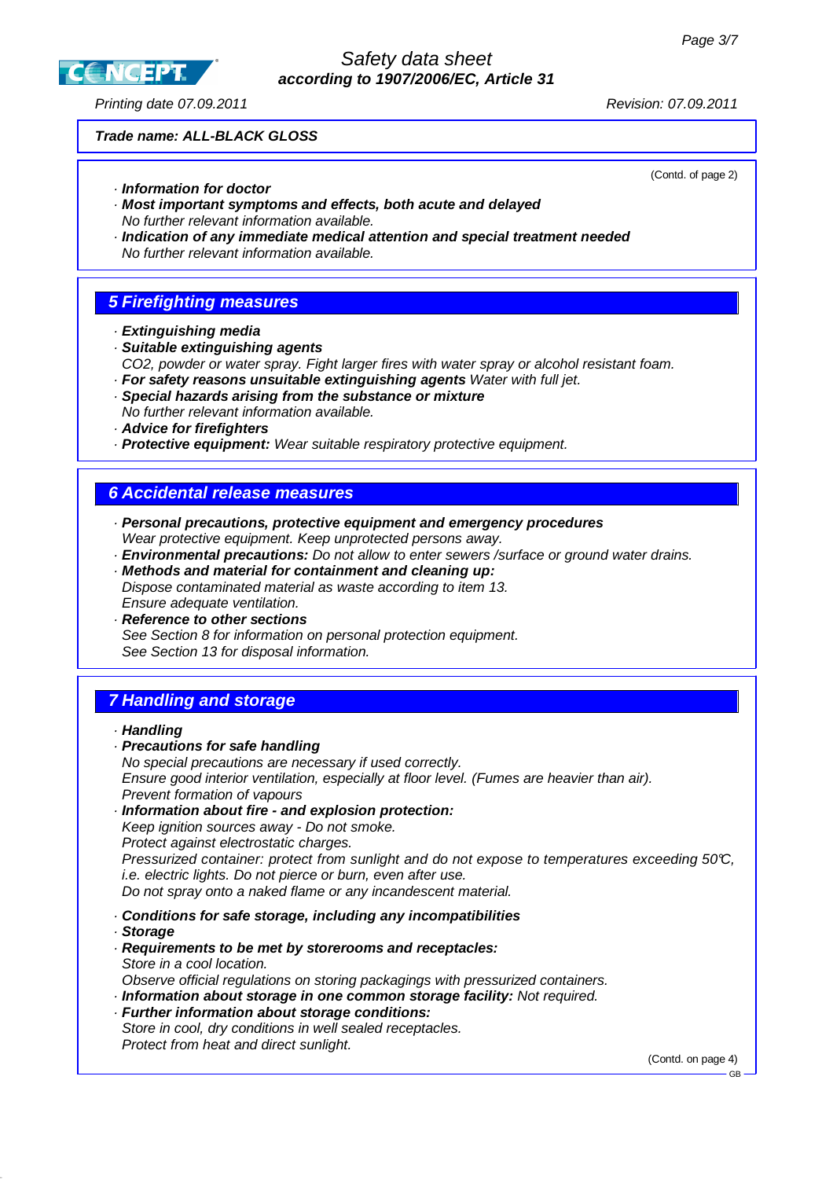**Trade name: ALL-BLACK GLOSS**

(Contd. of page 2)

- **Information for doctor**
- **Most important symptoms and effects, both acute and delayed**
  No further relevant information available.
- **Indication of any immediate medical attention and special treatment needed**
  No further relevant information available.

## 5 Firefighting measures

- **Extinguishing media**
- **Suitable extinguishing agents**
  $CO_2$, powder or water spray. Fight larger fires with water spray or alcohol resistant foam.
- **For safety reasons unsuitable extinguishing agents** Water with full jet.
- **Special hazards arising from the substance or mixture**
  No further relevant information available.
- **Advice for firefighters**
- **Protective equipment:** Wear suitable respiratory protective equipment.

## 6 Accidental release measures

- **Personal precautions, protective equipment and emergency procedures**
  Wear protective equipment. Keep unprotected persons away.
- **Environmental precautions:** Do not allow to enter sewers /surface or ground water drains.
- **Methods and material for containment and cleaning up:**
  Dispose contaminated material as waste according to item 13.
  Ensure adequate ventilation.
- **Reference to other sections**
  See Section 8 for information on personal protection equipment.
  See Section 13 for disposal information.

## 7 Handling and storage

- **Handling**
- **Precautions for safe handling**
  No special precautions are necessary if used correctly.
  Ensure good interior ventilation, especially at floor level. (Fumes are heavier than air).
  Prevent formation of vapours
- **Information about fire - and explosion protection:**
  Keep ignition sources away - Do not smoke.
  Protect against electrostatic charges.
  Pressurized container: protect from sunlight and do not expose to temperatures exceeding 50°C, i.e. electric lights. Do not pierce or burn, even after use.
  Do not spray onto a naked flame or any incandescent material.

- **Conditions for safe storage, including any incompatibilities**
- **Storage**
- **Requirements to be met by storerooms and receptacles:**
  Store in a cool location.
  Observe official regulations on storing packagings with pressurized containers.
- **Information about storage in one common storage facility:** Not required.
- **Further information about storage conditions:**
  Store in cool, dry conditions in well sealed receptacles.
  Protect from heat and direct sunlight.

(Contd. on page 4)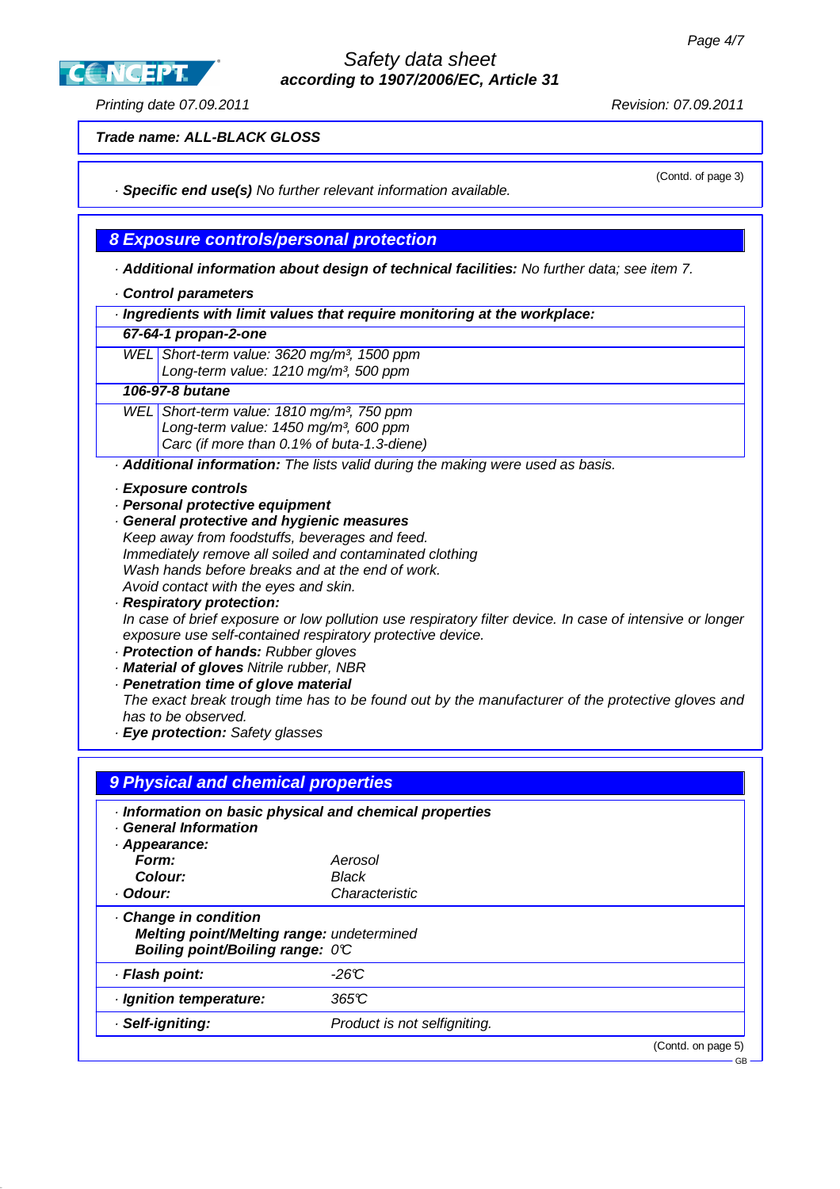**Trade name: ALL-BLACK GLOSS**

(Contd. of page 3)

· **Specific end use(s)** No further relevant information available.

## 8 Exposure controls/personal protection

· **Additional information about design of technical facilities:** No further data; see item 7.

· **Control parameters**

| · **Ingredients with limit values that require monitoring at the workplace:** | |
|---|---|
| **67-64-1 propan-2-one** | |
| WEL | Short-term value: 3620 mg/m³, 1500 ppm<br>Long-term value: 1210 mg/m³, 500 ppm |
| **106-97-8 butane** | |
| WEL | Short-term value: 1810 mg/m³, 750 ppm<br>Long-term value: 1450 mg/m³, 600 ppm<br>Carc (if more than 0.1% of buta-1.3-diene) |

· **Additional information:** The lists valid during the making were used as basis.

· **Exposure controls**
· **Personal protective equipment**
· **General protective and hygienic measures**
Keep away from foodstuffs, beverages and feed.
Immediately remove all soiled and contaminated clothing
Wash hands before breaks and at the end of work.
Avoid contact with the eyes and skin.
· **Respiratory protection:**
In case of brief exposure or low pollution use respiratory filter device. In case of intensive or longer exposure use self-contained respiratory protective device.
· **Protection of hands:** Rubber gloves
· **Material of gloves** Nitrile rubber, NBR
· **Penetration time of glove material**
The exact break trough time has to be found out by the manufacturer of the protective gloves and has to be observed.
· **Eye protection:** Safety glasses

## 9 Physical and chemical properties

· **Information on basic physical and chemical properties**
· **General Information**
· **Appearance:**

| | |
|---|---|
| **Form:** | Aerosol |
| **Colour:** | Black |
| · **Odour:** | Characteristic |
| · **Change in condition** | |
| **Melting point/Melting range:** | undetermined |
| **Boiling point/Boiling range:** | 0°C |
| · **Flash point:** | -26°C |
| · **Ignition temperature:** | 365°C |
| · **Self-igniting:** | Product is not selfigniting. |

(Contd. on page 5)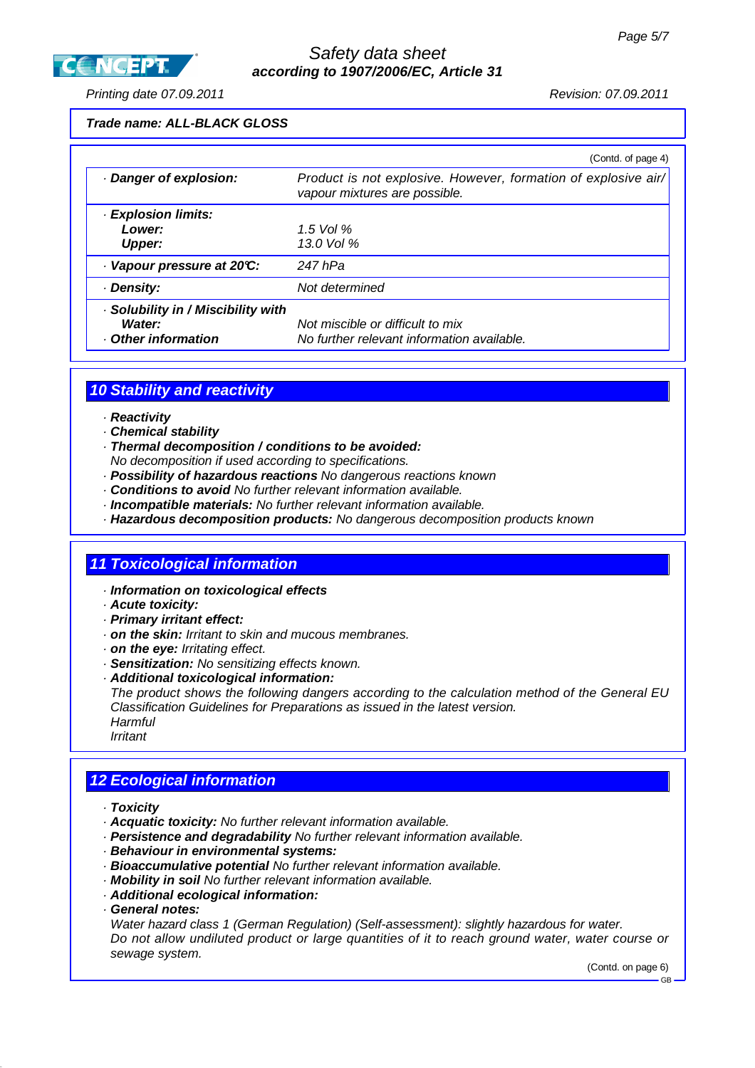Trade name: ALL-BLACK GLOSS

(Contd. of page 4)

| | |
|---|---|
| · **Danger of explosion:** | *Product is not explosive. However, formation of explosive air/ vapour mixtures are possible.* |
| · **Explosion limits:** | |
| **Lower:** | *1.5 Vol %* |
| **Upper:** | *13.0 Vol %* |
| · **Vapour pressure at 20°C:** | *247 hPa* |
| · **Density:** | *Not determined* |
| · **Solubility in / Miscibility with** | |
| **Water:** | *Not miscible or difficult to mix* |
| · **Other information** | *No further relevant information available.* |

## 10 Stability and reactivity

· **Reactivity**
· **Chemical stability**
· **Thermal decomposition / conditions to be avoided:**
*No decomposition if used according to specifications.*
· **Possibility of hazardous reactions** *No dangerous reactions known*
· **Conditions to avoid** *No further relevant information available.*
· **Incompatible materials:** *No further relevant information available.*
· **Hazardous decomposition products:** *No dangerous decomposition products known*

## 11 Toxicological information

· **Information on toxicological effects**
· **Acute toxicity:**
· **Primary irritant effect:**
· **on the skin:** *Irritant to skin and mucous membranes.*
· **on the eye:** *Irritating effect.*
· **Sensitization:** *No sensitizing effects known.*
· **Additional toxicological information:**
*The product shows the following dangers according to the calculation method of the General EU Classification Guidelines for Preparations as issued in the latest version.*
*Harmful*
*Irritant*

## 12 Ecological information

· **Toxicity**
· **Acquatic toxicity:** *No further relevant information available.*
· **Persistence and degradability** *No further relevant information available.*
· **Behaviour in environmental systems:**
· **Bioaccumulative potential** *No further relevant information available.*
· **Mobility in soil** *No further relevant information available.*
· **Additional ecological information:**
· **General notes:**
*Water hazard class 1 (German Regulation) (Self-assessment): slightly hazardous for water.*
*Do not allow undiluted product or large quantities of it to reach ground water, water course or sewage system.*

(Contd. on page 6)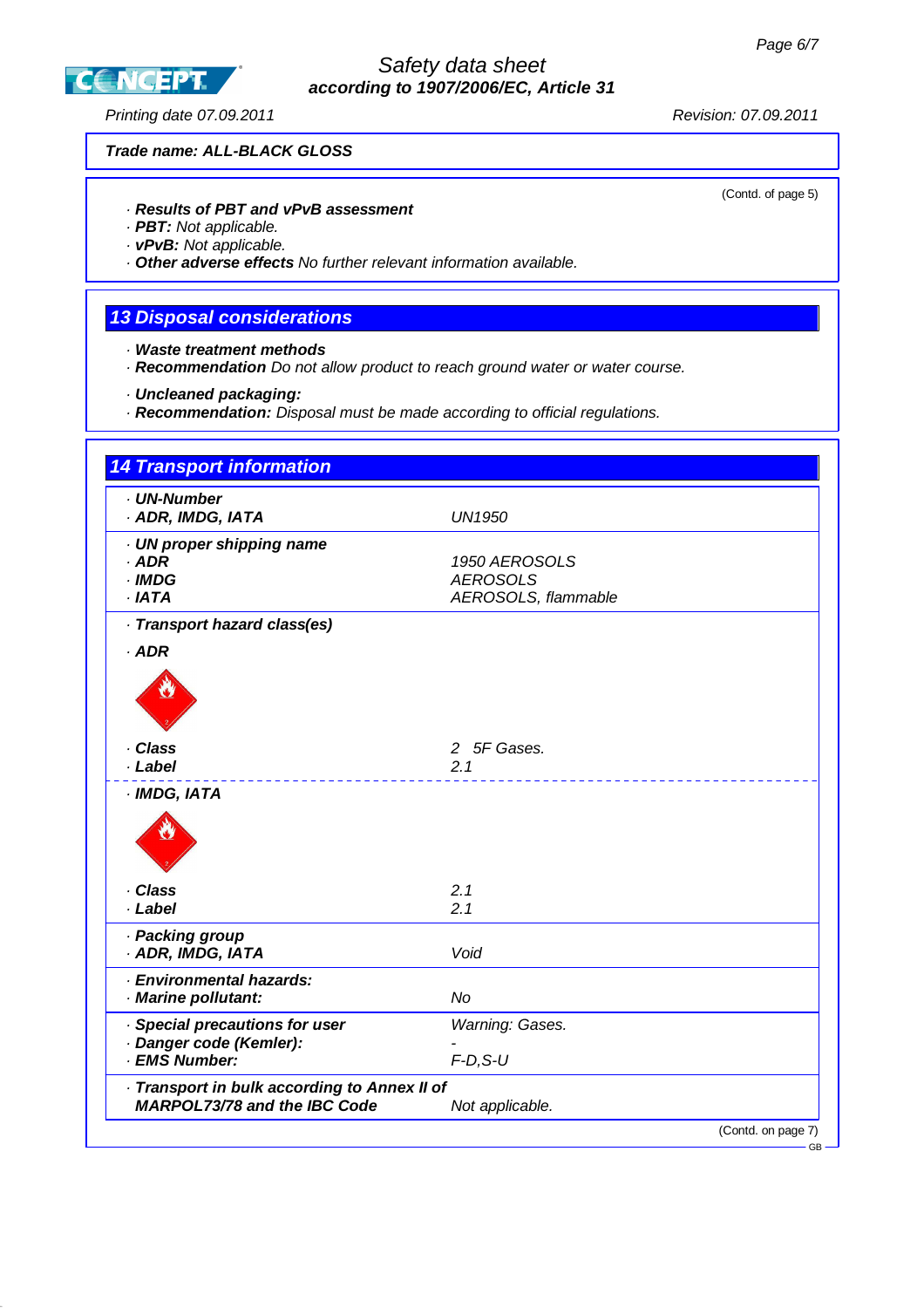**Trade name: ALL-BLACK GLOSS**

(Contd. of page 5)

· **Results of PBT and vPvB assessment**
· **PBT:** Not applicable.
· **vPvB:** Not applicable.
· **Other adverse effects** No further relevant information available.

## 13 Disposal considerations

· **Waste treatment methods**
· **Recommendation** Do not allow product to reach ground water or water course.

· **Uncleaned packaging:**
· **Recommendation:** Disposal must be made according to official regulations.

## 14 Transport information

| | |
|---|---|
| · **UN-Number** | |
| · **ADR, IMDG, IATA** | UN1950 |
| · **UN proper shipping name** | |
| · **ADR** | 1950 AEROSOLS |
| · **IMDG** | AEROSOLS |
| · **IATA** | AEROSOLS, flammable |
| · **Transport hazard class(es)** | |
| · **ADR** | |
| · **Class** | 2 5F Gases. |
| · **Label** | 2.1 |
| · **IMDG, IATA** | |
| · **Class** | 2.1 |
| · **Label** | 2.1 |
| · **Packing group** | |
| · **ADR, IMDG, IATA** | Void |
| · **Environmental hazards:** | |
| · **Marine pollutant:** | No |
| · **Special precautions for user** | Warning: Gases. |
| · **Danger code (Kemler):** | - |
| · **EMS Number:** | F-D,S-U |
| · **Transport in bulk according to Annex II of MARPOL73/78 and the IBC Code** | Not applicable. |

(Contd. on page 7)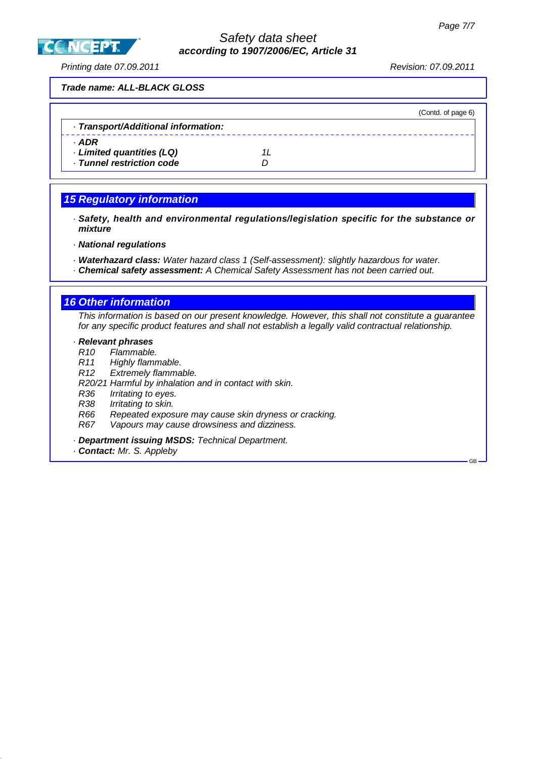**Trade name: ALL-BLACK GLOSS**

(Contd. of page 6)

· **Transport/Additional information:**

· **ADR**

| | |
|---|---|
| · **Limited quantities (LQ)** | 1L |
| · **Tunnel restriction code** | D |

## 15 Regulatory information

· **Safety, health and environmental regulations/legislation specific for the substance or mixture**

· **National regulations**

· **Waterhazard class:** Water hazard class 1 (Self-assessment): slightly hazardous for water.
· **Chemical safety assessment:** A Chemical Safety Assessment has not been carried out.

## 16 Other information

This information is based on our present knowledge. However, this shall not constitute a guarantee for any specific product features and shall not establish a legally valid contractual relationship.

· **Relevant phrases**

R10 Flammable.
R11 Highly flammable.
R12 Extremely flammable.
R20/21 Harmful by inhalation and in contact with skin.
R36 Irritating to eyes.
R38 Irritating to skin.
R66 Repeated exposure may cause skin dryness or cracking.
R67 Vapours may cause drowsiness and dizziness.

· **Department issuing MSDS:** Technical Department.
· **Contact:** Mr. S. Appleby